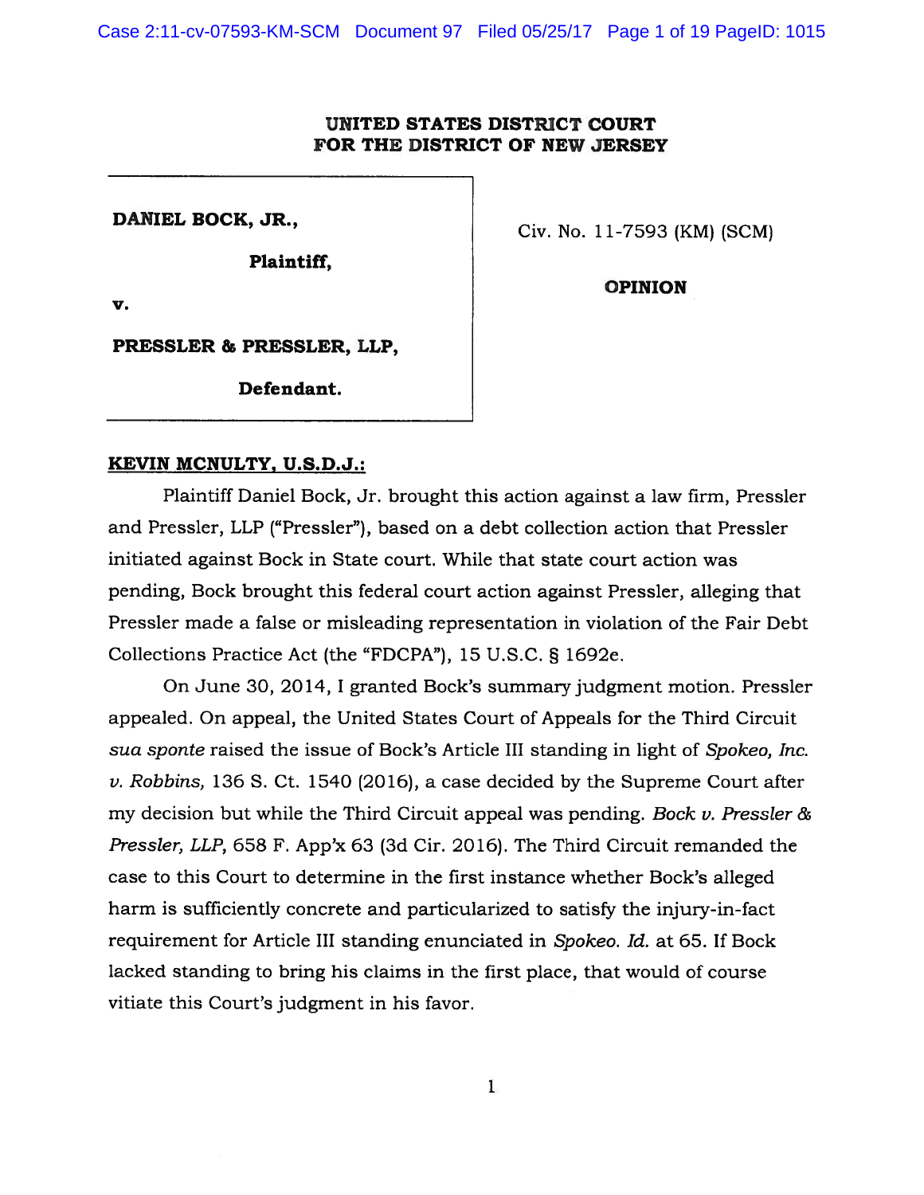**UNITED STATES DISTRICT COURT**
**FOR THE DISTRICT OF NEW JERSEY**

| | |
|---|---|
| **DANIEL BOCK, JR.,** <br> **Plaintiff,** <br> **v.** <br> **PRESSLER & PRESSLER, LLP,** <br> **Defendant.** | Civ. No. 11-7593 (KM) (SCM) <br><br> **OPINION** |

**KEVIN MCNULTY, U.S.D.J.:**

Plaintiff Daniel Bock, Jr. brought this action against a law firm, Pressler and Pressler, LLP ("Pressler"), based on a debt collection action that Pressler initiated against Bock in State court. While that state court action was pending, Bock brought this federal court action against Pressler, alleging that Pressler made a false or misleading representation in violation of the Fair Debt Collections Practice Act (the "FDCPA"), 15 U.S.C. § 1692e.

On June 30, 2014, I granted Bock's summary judgment motion. Pressler appealed. On appeal, the United States Court of Appeals for the Third Circuit *sua sponte* raised the issue of Bock's Article III standing in light of *Spokeo, Inc. v. Robbins,* 136 S. Ct. 1540 (2016), a case decided by the Supreme Court after my decision but while the Third Circuit appeal was pending. *Bock v. Pressler & Pressler, LLP,* 658 F. App'x 63 (3d Cir. 2016). The Third Circuit remanded the case to this Court to determine in the first instance whether Bock's alleged harm is sufficiently concrete and particularized to satisfy the injury-in-fact requirement for Article III standing enunciated in *Spokeo. Id.* at 65. If Bock lacked standing to bring his claims in the first place, that would of course vitiate this Court's judgment in his favor.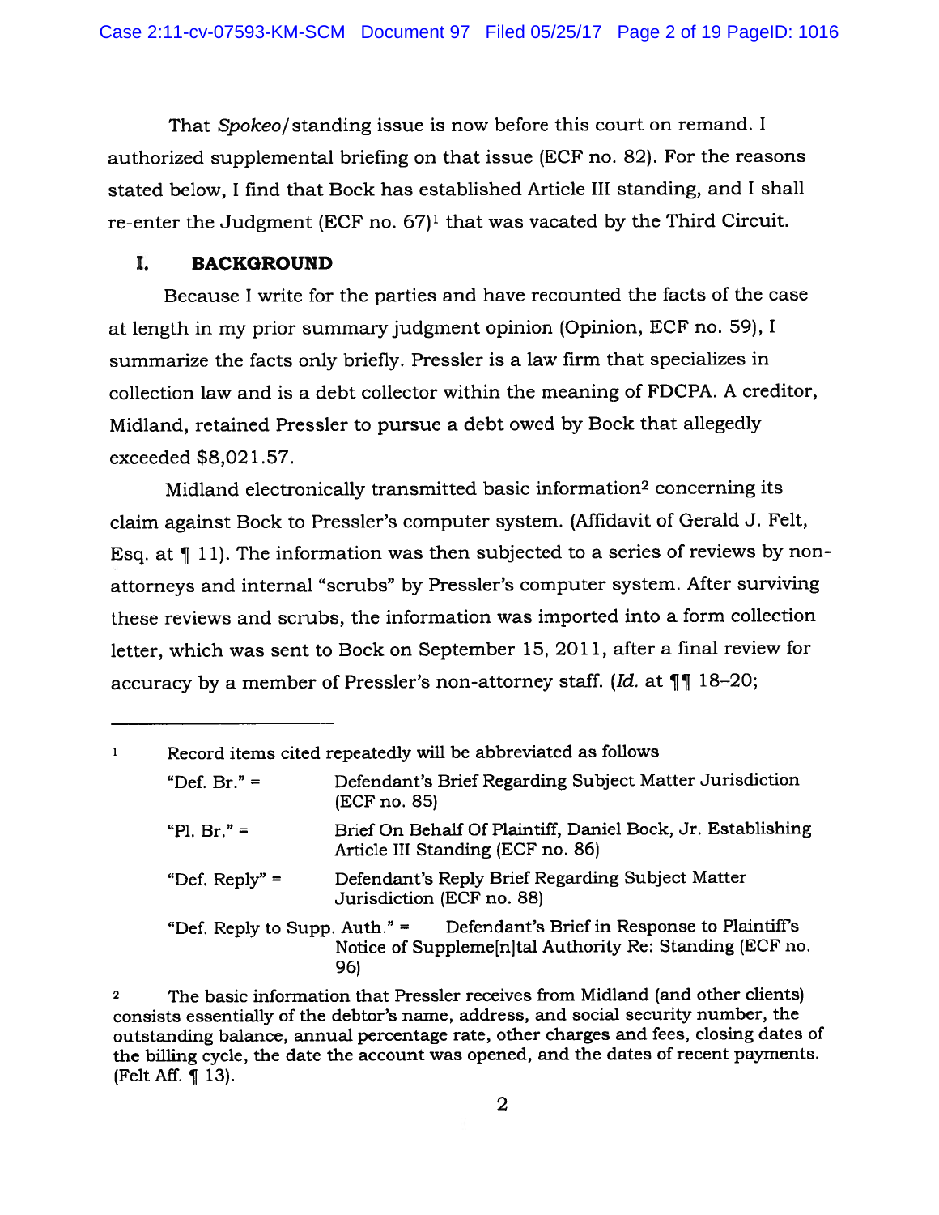That *Spokeo*/standing issue is now before this court on remand. I authorized supplemental briefing on that issue (ECF no. 82). For the reasons stated below, I find that Bock has established Article III standing, and I shall re-enter the Judgment (ECF no. 67)[1] that was vacated by the Third Circuit.

## I. BACKGROUND

Because I write for the parties and have recounted the facts of the case at length in my prior summary judgment opinion (Opinion, ECF no. 59), I summarize the facts only briefly. Pressler is a law firm that specializes in collection law and is a debt collector within the meaning of FDCPA. A creditor, Midland, retained Pressler to pursue a debt owed by Bock that allegedly exceeded $8,021.57.

Midland electronically transmitted basic information[2] concerning its claim against Bock to Pressler's computer system. (Affidavit of Gerald J. Felt, Esq. at ¶ 11). The information was then subjected to a series of reviews by non-attorneys and internal "scrubs" by Pressler's computer system. After surviving these reviews and scrubs, the information was imported into a form collection letter, which was sent to Bock on September 15, 2011, after a final review for accuracy by a member of Pressler's non-attorney staff. (*Id.* at ¶¶ 18–20;

---

[1] Record items cited repeatedly will be abbreviated as follows

| | |
|---|---|
| "Def. Br." = | Defendant's Brief Regarding Subject Matter Jurisdiction (ECF no. 85) |
| "Pl. Br." = | Brief On Behalf Of Plaintiff, Daniel Bock, Jr. Establishing Article III Standing (ECF no. 86) |
| "Def. Reply" = | Defendant's Reply Brief Regarding Subject Matter Jurisdiction (ECF no. 88) |
| "Def. Reply to Supp. Auth." = | Defendant's Brief in Response to Plaintiff's Notice of Suppleme[n]tal Authority Re: Standing (ECF no. 96) |

[2] The basic information that Pressler receives from Midland (and other clients) consists essentially of the debtor's name, address, and social security number, the outstanding balance, annual percentage rate, other charges and fees, closing dates of the billing cycle, the date the account was opened, and the dates of recent payments. (Felt Aff. ¶ 13).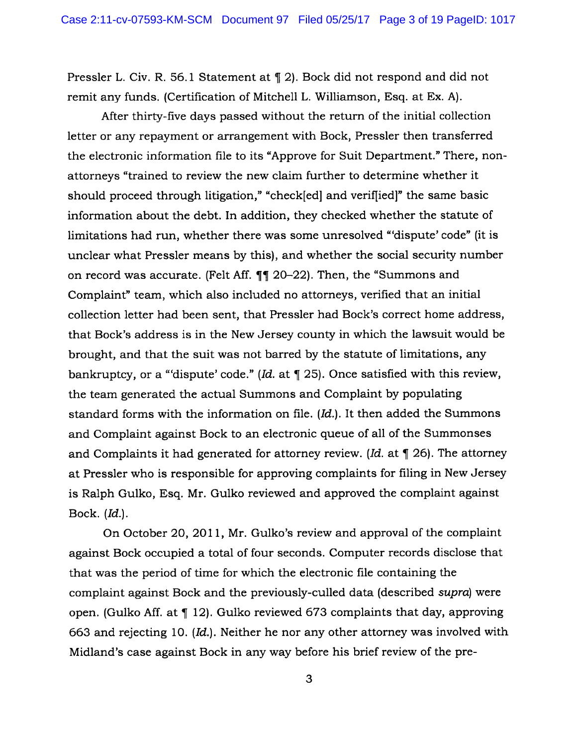Pressler L. Civ. R. 56.1 Statement at ¶ 2). Bock did not respond and did not remit any funds. (Certification of Mitchell L. Williamson, Esq. at Ex. A).

After thirty-five days passed without the return of the initial collection letter or any repayment or arrangement with Bock, Pressler then transferred the electronic information file to its "Approve for Suit Department." There, non-attorneys "trained to review the new claim further to determine whether it should proceed through litigation," "check[ed] and verif[ied]" the same basic information about the debt. In addition, they checked whether the statute of limitations had run, whether there was some unresolved "'dispute' code" (it is unclear what Pressler means by this), and whether the social security number on record was accurate. (Felt Aff. ¶¶ 20–22). Then, the "Summons and Complaint" team, which also included no attorneys, verified that an initial collection letter had been sent, that Pressler had Bock's correct home address, that Bock's address is in the New Jersey county in which the lawsuit would be brought, and that the suit was not barred by the statute of limitations, any bankruptcy, or a "'dispute' code." (*Id.* at ¶ 25). Once satisfied with this review, the team generated the actual Summons and Complaint by populating standard forms with the information on file. (*Id.*). It then added the Summons and Complaint against Bock to an electronic queue of all of the Summonses and Complaints it had generated for attorney review. (*Id.* at ¶ 26). The attorney at Pressler who is responsible for approving complaints for filing in New Jersey is Ralph Gulko, Esq. Mr. Gulko reviewed and approved the complaint against Bock. (*Id.*).

On October 20, 2011, Mr. Gulko's review and approval of the complaint against Bock occupied a total of four seconds. Computer records disclose that that was the period of time for which the electronic file containing the complaint against Bock and the previously-culled data (described *supra*) were open. (Gulko Aff. at ¶ 12). Gulko reviewed 673 complaints that day, approving 663 and rejecting 10. (*Id.*). Neither he nor any other attorney was involved with Midland's case against Bock in any way before his brief review of the pre-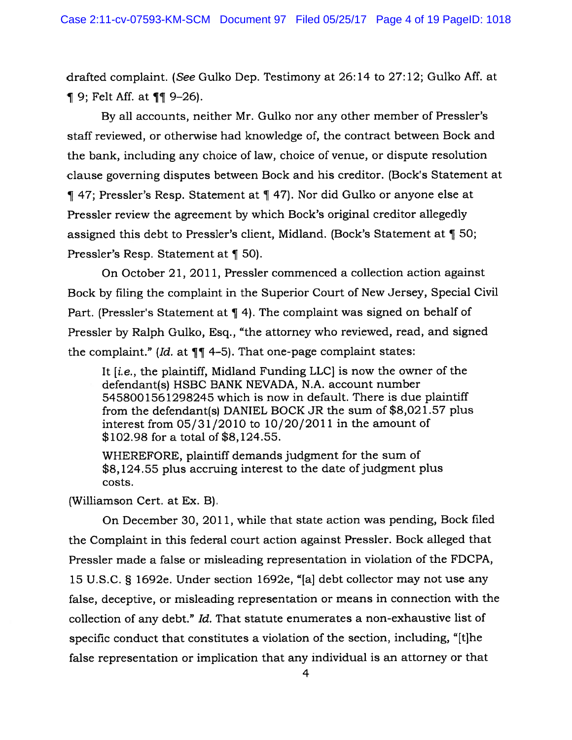drafted complaint. (*See* Gulko Dep. Testimony at 26:14 to 27:12; Gulko Aff. at ¶ 9; Felt Aff. at ¶¶ 9–26).

By all accounts, neither Mr. Gulko nor any other member of Pressler's staff reviewed, or otherwise had knowledge of, the contract between Bock and the bank, including any choice of law, choice of venue, or dispute resolution clause governing disputes between Bock and his creditor. (Bock's Statement at ¶ 47; Pressler's Resp. Statement at ¶ 47). Nor did Gulko or anyone else at Pressler review the agreement by which Bock's original creditor allegedly assigned this debt to Pressler's client, Midland. (Bock's Statement at ¶ 50; Pressler's Resp. Statement at ¶ 50).

On October 21, 2011, Pressler commenced a collection action against Bock by filing the complaint in the Superior Court of New Jersey, Special Civil Part. (Pressler's Statement at ¶ 4). The complaint was signed on behalf of Pressler by Ralph Gulko, Esq., "the attorney who reviewed, read, and signed the complaint." (*Id.* at ¶¶ 4–5). That one-page complaint states:

> It [*i.e.*, the plaintiff, Midland Funding LLC] is now the owner of the defendant(s) HSBC BANK NEVADA, N.A. account number 5458001561298245 which is now in default. There is due plaintiff from the defendant(s) DANIEL BOCK JR the sum of $8,021.57 plus interest from 05/31/2010 to 10/20/2011 in the amount of $102.98 for a total of $8,124.55.
>
> WHEREFORE, plaintiff demands judgment for the sum of $8,124.55 plus accruing interest to the date of judgment plus costs.

(Williamson Cert. at Ex. B).

On December 30, 2011, while that state action was pending, Bock filed the Complaint in this federal court action against Pressler. Bock alleged that Pressler made a false or misleading representation in violation of the FDCPA, 15 U.S.C. § 1692e. Under section 1692e, "[a] debt collector may not use any false, deceptive, or misleading representation or means in connection with the collection of any debt." *Id.* That statute enumerates a non-exhaustive list of specific conduct that constitutes a violation of the section, including, "[t]he false representation or implication that any individual is an attorney or that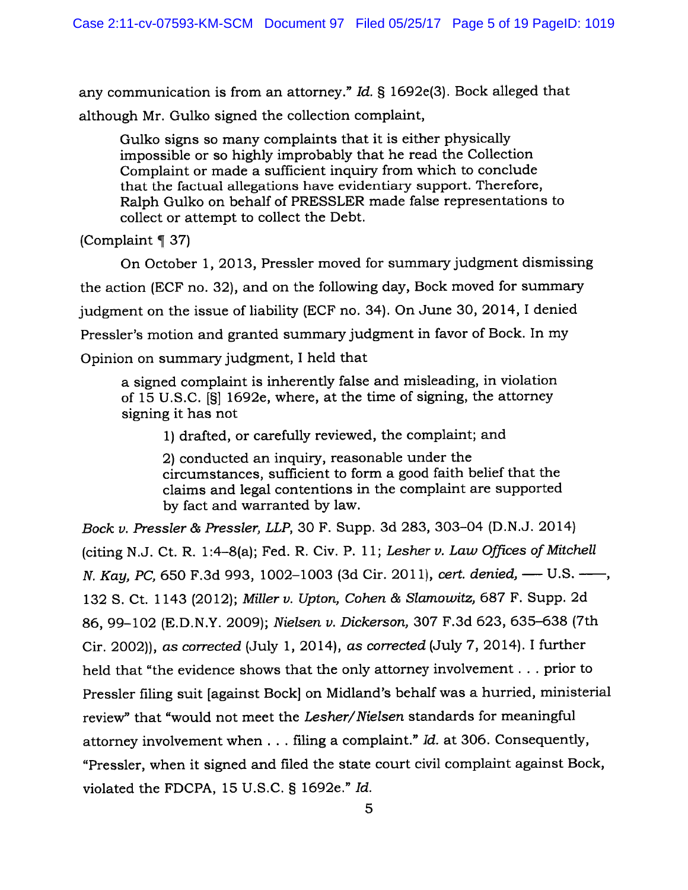any communication is from an attorney." *Id.* § 1692e(3). Bock alleged that although Mr. Gulko signed the collection complaint,

> Gulko signs so many complaints that it is either physically impossible or so highly improbably that he read the Collection Complaint or made a sufficient inquiry from which to conclude that the factual allegations have evidentiary support. Therefore, Ralph Gulko on behalf of PRESSLER made false representations to collect or attempt to collect the Debt.

(Complaint ¶ 37)

On October 1, 2013, Pressler moved for summary judgment dismissing the action (ECF no. 32), and on the following day, Bock moved for summary judgment on the issue of liability (ECF no. 34). On June 30, 2014, I denied Pressler's motion and granted summary judgment in favor of Bock. In my Opinion on summary judgment, I held that

> a signed complaint is inherently false and misleading, in violation of 15 U.S.C. [§] 1692e, where, at the time of signing, the attorney signing it has not
>
> > 1) drafted, or carefully reviewed, the complaint; and
> >
> > 2) conducted an inquiry, reasonable under the circumstances, sufficient to form a good faith belief that the claims and legal contentions in the complaint are supported by fact and warranted by law.

*Bock v. Pressler & Pressler, LLP*, 30 F. Supp. 3d 283, 303–04 (D.N.J. 2014) (citing N.J. Ct. R. 1:4–8(a); Fed. R. Civ. P. 11; *Lesher v. Law Offices of Mitchell N. Kay, PC*, 650 F.3d 993, 1002–1003 (3d Cir. 2011), *cert. denied*, — U.S. —, 132 S. Ct. 1143 (2012); *Miller v. Upton, Cohen & Slamowitz*, 687 F. Supp. 2d 86, 99–102 (E.D.N.Y. 2009); *Nielsen v. Dickerson*, 307 F.3d 623, 635–638 (7th Cir. 2002)), *as corrected* (July 1, 2014), *as corrected* (July 7, 2014). I further held that "the evidence shows that the only attorney involvement . . . prior to Pressler filing suit [against Bock] on Midland's behalf was a hurried, ministerial review" that "would not meet the *Lesher/Nielsen* standards for meaningful attorney involvement when . . . filing a complaint." *Id.* at 306. Consequently, "Pressler, when it signed and filed the state court civil complaint against Bock, violated the FDCPA, 15 U.S.C. § 1692e." *Id.*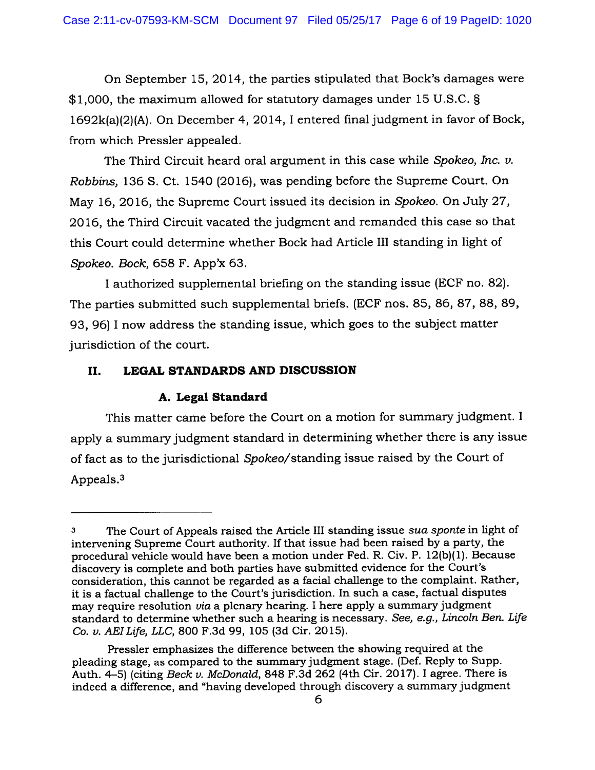On September 15, 2014, the parties stipulated that Bock's damages were $1,000, the maximum allowed for statutory damages under 15 U.S.C. § 1692k(a)(2)(A). On December 4, 2014, I entered final judgment in favor of Bock, from which Pressler appealed.

The Third Circuit heard oral argument in this case while *Spokeo, Inc. v. Robbins*, 136 S. Ct. 1540 (2016), was pending before the Supreme Court. On May 16, 2016, the Supreme Court issued its decision in *Spokeo*. On July 27, 2016, the Third Circuit vacated the judgment and remanded this case so that this Court could determine whether Bock had Article III standing in light of *Spokeo*. *Bock*, 658 F. App'x 63.

I authorized supplemental briefing on the standing issue (ECF no. 82). The parties submitted such supplemental briefs. (ECF nos. 85, 86, 87, 88, 89, 93, 96) I now address the standing issue, which goes to the subject matter jurisdiction of the court.

## II. LEGAL STANDARDS AND DISCUSSION

### A. Legal Standard

This matter came before the Court on a motion for summary judgment. I apply a summary judgment standard in determining whether there is any issue of fact as to the jurisdictional *Spokeo*/standing issue raised by the Court of Appeals.[3]

---

[3] The Court of Appeals raised the Article III standing issue *sua sponte* in light of intervening Supreme Court authority. If that issue had been raised by a party, the procedural vehicle would have been a motion under Fed. R. Civ. P. 12(b)(1). Because discovery is complete and both parties have submitted evidence for the Court's consideration, this cannot be regarded as a facial challenge to the complaint. Rather, it is a factual challenge to the Court's jurisdiction. In such a case, factual disputes may require resolution *via* a plenary hearing. I here apply a summary judgment standard to determine whether such a hearing is necessary. *See, e.g., Lincoln Ben. Life Co. v. AEI Life, LLC*, 800 F.3d 99, 105 (3d Cir. 2015).

Pressler emphasizes the difference between the showing required at the pleading stage, as compared to the summary judgment stage. (Def. Reply to Supp. Auth. 4–5) (citing *Beck v. McDonald*, 848 F.3d 262 (4th Cir. 2017). I agree. There is indeed a difference, and "having developed through discovery a summary judgment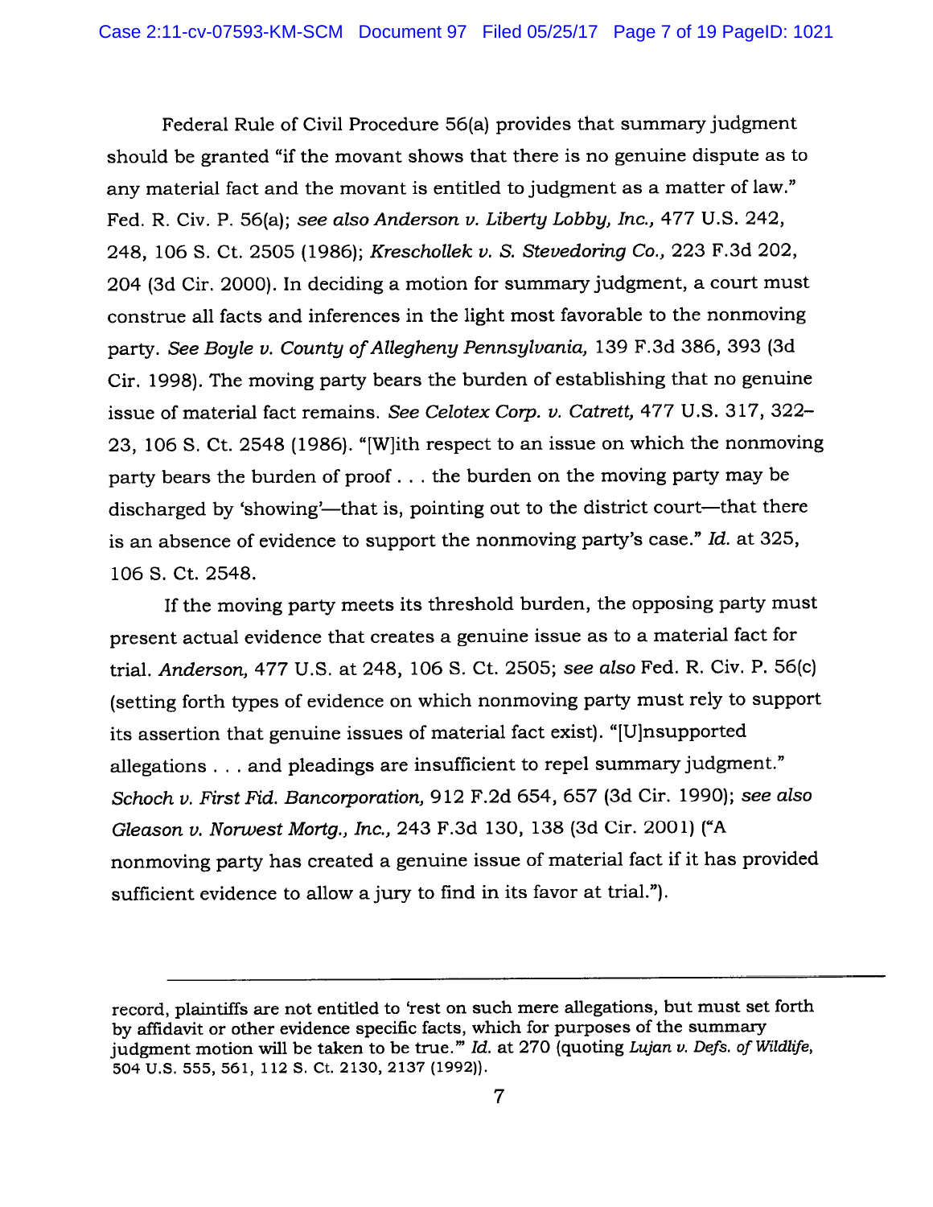Federal Rule of Civil Procedure 56(a) provides that summary judgment should be granted "if the movant shows that there is no genuine dispute as to any material fact and the movant is entitled to judgment as a matter of law." Fed. R. Civ. P. 56(a); *see also Anderson v. Liberty Lobby, Inc.*, 477 U.S. 242, 248, 106 S. Ct. 2505 (1986); *Kreschollek v. S. Stevedoring Co.*, 223 F.3d 202, 204 (3d Cir. 2000). In deciding a motion for summary judgment, a court must construe all facts and inferences in the light most favorable to the nonmoving party. *See Boyle v. County of Allegheny Pennsylvania*, 139 F.3d 386, 393 (3d Cir. 1998). The moving party bears the burden of establishing that no genuine issue of material fact remains. *See Celotex Corp. v. Catrett*, 477 U.S. 317, 322–23, 106 S. Ct. 2548 (1986). "[W]ith respect to an issue on which the nonmoving party bears the burden of proof . . . the burden on the moving party may be discharged by 'showing'—that is, pointing out to the district court—that there is an absence of evidence to support the nonmoving party's case." *Id.* at 325, 106 S. Ct. 2548.

If the moving party meets its threshold burden, the opposing party must present actual evidence that creates a genuine issue as to a material fact for trial. *Anderson*, 477 U.S. at 248, 106 S. Ct. 2505; *see also* Fed. R. Civ. P. 56(c) (setting forth types of evidence on which nonmoving party must rely to support its assertion that genuine issues of material fact exist). "[U]nsupported allegations . . . and pleadings are insufficient to repel summary judgment." *Schoch v. First Fid. Bancorporation*, 912 F.2d 654, 657 (3d Cir. 1990); *see also Gleason v. Norwest Mortg., Inc.*, 243 F.3d 130, 138 (3d Cir. 2001) ("A nonmoving party has created a genuine issue of material fact if it has provided sufficient evidence to allow a jury to find in its favor at trial.").

---

record, plaintiffs are not entitled to 'rest on such mere allegations, but must set forth by affidavit or other evidence specific facts, which for purposes of the summary judgment motion will be taken to be true.'" *Id.* at 270 (quoting *Lujan v. Defs. of Wildlife*, 504 U.S. 555, 561, 112 S. Ct. 2130, 2137 (1992)).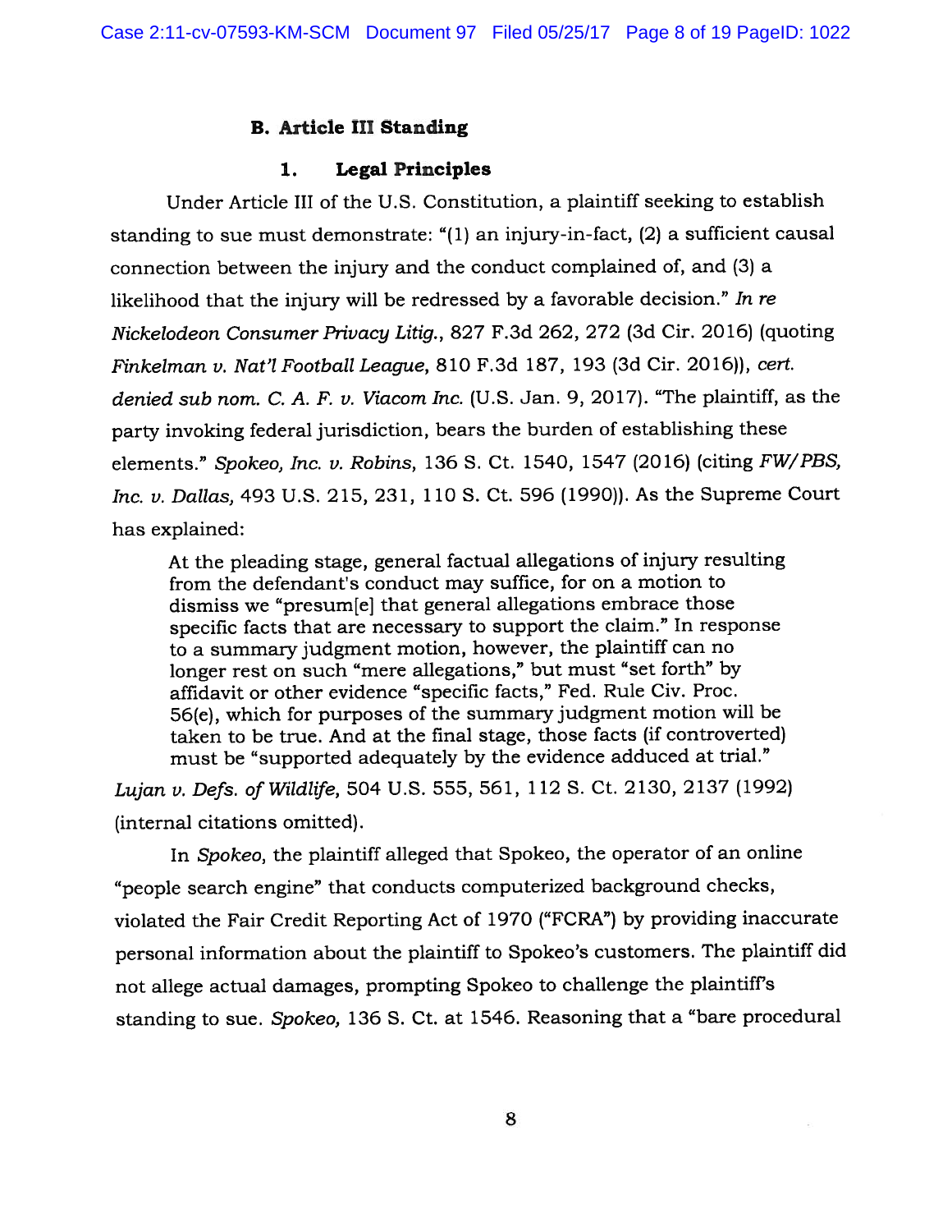### B. Article III Standing

#### 1. Legal Principles

Under Article III of the U.S. Constitution, a plaintiff seeking to establish standing to sue must demonstrate: "(1) an injury-in-fact, (2) a sufficient causal connection between the injury and the conduct complained of, and (3) a likelihood that the injury will be redressed by a favorable decision." *In re Nickelodeon Consumer Privacy Litig.*, 827 F.3d 262, 272 (3d Cir. 2016) (quoting *Finkelman v. Nat'l Football League*, 810 F.3d 187, 193 (3d Cir. 2016)), *cert. denied sub nom. C. A. F. v. Viacom Inc.* (U.S. Jan. 9, 2017). "The plaintiff, as the party invoking federal jurisdiction, bears the burden of establishing these elements." *Spokeo, Inc. v. Robins*, 136 S. Ct. 1540, 1547 (2016) (citing *FW/PBS, Inc. v. Dallas*, 493 U.S. 215, 231, 110 S. Ct. 596 (1990)). As the Supreme Court has explained:

> At the pleading stage, general factual allegations of injury resulting from the defendant's conduct may suffice, for on a motion to dismiss we "presum[e] that general allegations embrace those specific facts that are necessary to support the claim." In response to a summary judgment motion, however, the plaintiff can no longer rest on such "mere allegations," but must "set forth" by affidavit or other evidence "specific facts," Fed. Rule Civ. Proc. 56(e), which for purposes of the summary judgment motion will be taken to be true. And at the final stage, those facts (if controverted) must be "supported adequately by the evidence adduced at trial."

*Lujan v. Defs. of Wildlife*, 504 U.S. 555, 561, 112 S. Ct. 2130, 2137 (1992) (internal citations omitted).

In *Spokeo*, the plaintiff alleged that Spokeo, the operator of an online "people search engine" that conducts computerized background checks, violated the Fair Credit Reporting Act of 1970 ("FCRA") by providing inaccurate personal information about the plaintiff to Spokeo's customers. The plaintiff did not allege actual damages, prompting Spokeo to challenge the plaintiff's standing to sue. *Spokeo*, 136 S. Ct. at 1546. Reasoning that a "bare procedural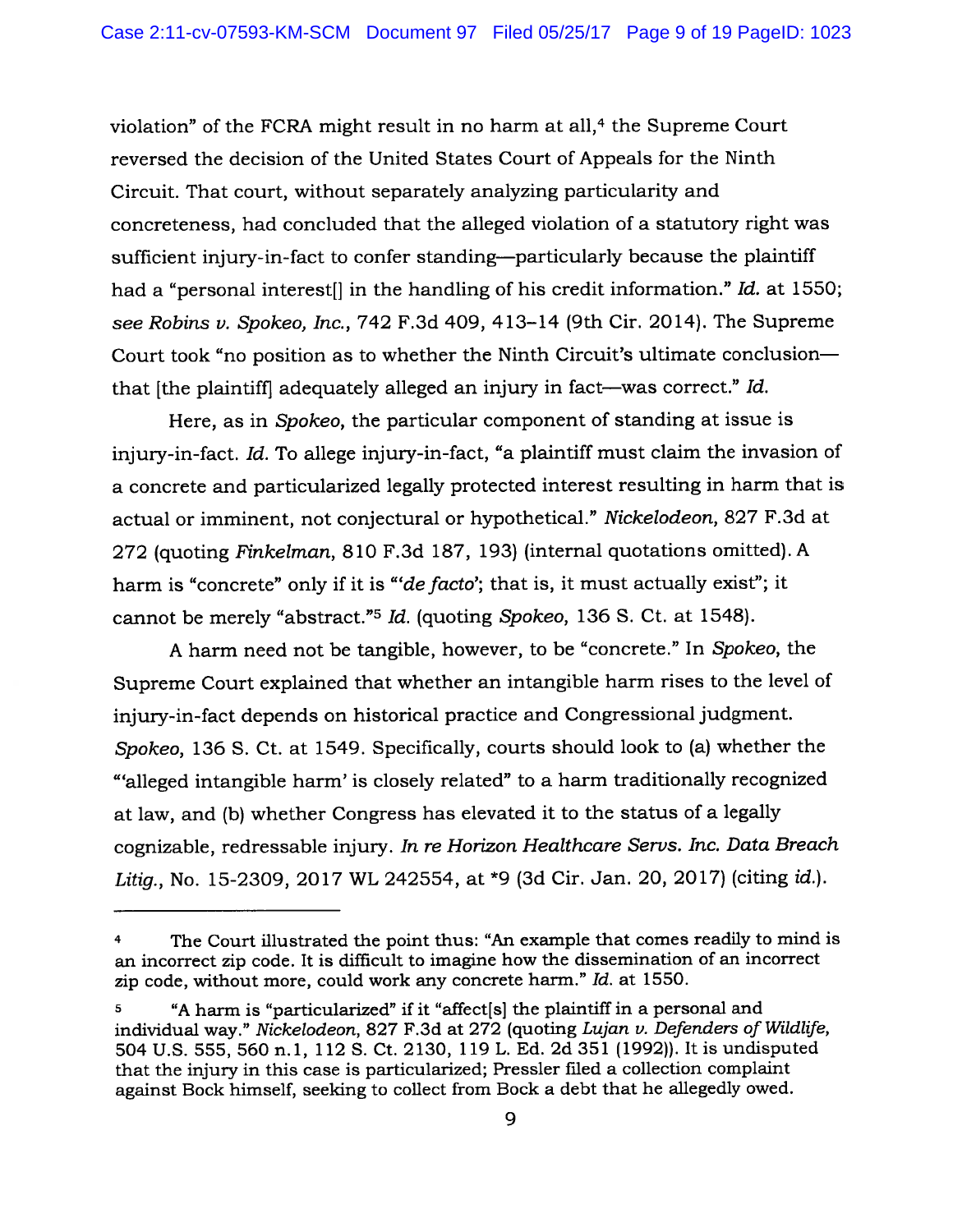violation" of the FCRA might result in no harm at all,[4] the Supreme Court reversed the decision of the United States Court of Appeals for the Ninth Circuit. That court, without separately analyzing particularity and concreteness, had concluded that the alleged violation of a statutory right was sufficient injury-in-fact to confer standing—particularly because the plaintiff had a "personal interest[] in the handling of his credit information." *Id.* at 1550; *see Robins v. Spokeo, Inc.*, 742 F.3d 409, 413–14 (9th Cir. 2014). The Supreme Court took "no position as to whether the Ninth Circuit's ultimate conclusion—that [the plaintiff] adequately alleged an injury in fact—was correct." *Id.*

Here, as in *Spokeo*, the particular component of standing at issue is injury-in-fact. *Id.* To allege injury-in-fact, "a plaintiff must claim the invasion of a concrete and particularized legally protected interest resulting in harm that is actual or imminent, not conjectural or hypothetical." *Nickelodeon*, 827 F.3d at 272 (quoting *Finkelman*, 810 F.3d 187, 193) (internal quotations omitted). A harm is "concrete" only if it is "'*de facto*'; that is, it must actually exist"; it cannot be merely "abstract."[5] *Id.* (quoting *Spokeo*, 136 S. Ct. at 1548).

A harm need not be tangible, however, to be "concrete." In *Spokeo*, the Supreme Court explained that whether an intangible harm rises to the level of injury-in-fact depends on historical practice and Congressional judgment. *Spokeo*, 136 S. Ct. at 1549. Specifically, courts should look to (a) whether the "'alleged intangible harm' is closely related" to a harm traditionally recognized at law, and (b) whether Congress has elevated it to the status of a legally cognizable, redressable injury. *In re Horizon Healthcare Servs. Inc. Data Breach Litig.*, No. 15-2309, 2017 WL 242554, at *9 (3d Cir. Jan. 20, 2017) (citing *id.*).

---

[4] The Court illustrated the point thus: "An example that comes readily to mind is an incorrect zip code. It is difficult to imagine how the dissemination of an incorrect zip code, without more, could work any concrete harm." *Id.* at 1550.

[5] "A harm is "particularized" if it "affect[s] the plaintiff in a personal and individual way." *Nickelodeon*, 827 F.3d at 272 (quoting *Lujan v. Defenders of Wildlife*, 504 U.S. 555, 560 n.1, 112 S. Ct. 2130, 119 L. Ed. 2d 351 (1992)). It is undisputed that the injury in this case is particularized; Pressler filed a collection complaint against Bock himself, seeking to collect from Bock a debt that he allegedly owed.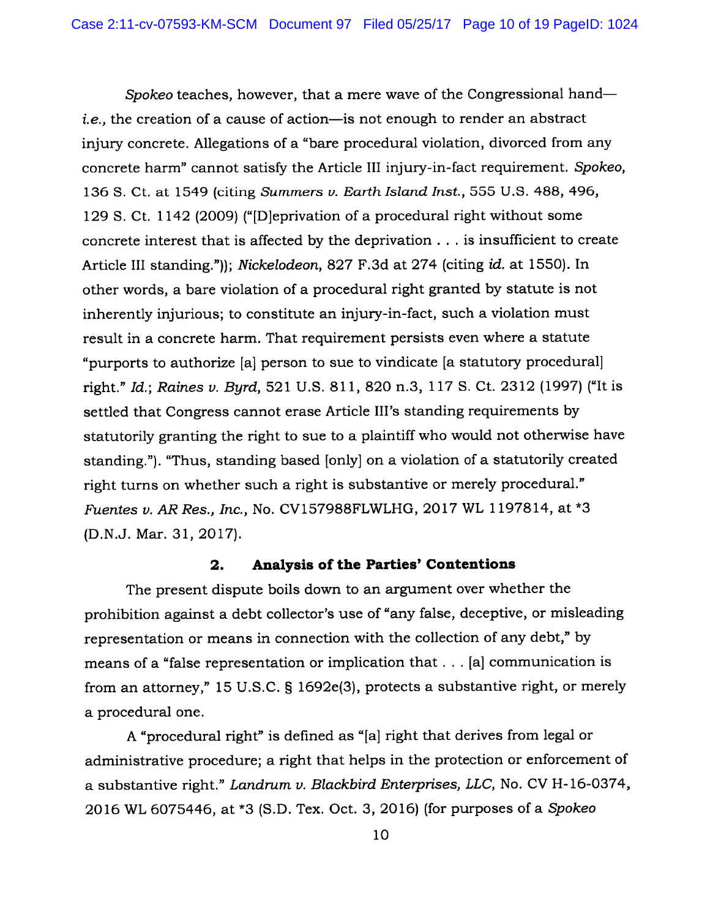*Spokeo* teaches, however, that a mere wave of the Congressional hand—*i.e.*, the creation of a cause of action—is not enough to render an abstract injury concrete. Allegations of a "bare procedural violation, divorced from any concrete harm" cannot satisfy the Article III injury-in-fact requirement. *Spokeo*, 136 S. Ct. at 1549 (citing *Summers v. Earth Island Inst.*, 555 U.S. 488, 496, 129 S. Ct. 1142 (2009) ("[D]eprivation of a procedural right without some concrete interest that is affected by the deprivation . . . is insufficient to create Article III standing.")); *Nickelodeon*, 827 F.3d at 274 (citing *id.* at 1550). In other words, a bare violation of a procedural right granted by statute is not inherently injurious; to constitute an injury-in-fact, such a violation must result in a concrete harm. That requirement persists even where a statute "purports to authorize [a] person to sue to vindicate [a statutory procedural] right." *Id.*; *Raines v. Byrd*, 521 U.S. 811, 820 n.3, 117 S. Ct. 2312 (1997) ("It is settled that Congress cannot erase Article III's standing requirements by statutorily granting the right to sue to a plaintiff who would not otherwise have standing."). "Thus, standing based [only] on a violation of a statutorily created right turns on whether such a right is substantive or merely procedural." *Fuentes v. AR Res., Inc.*, No. CV157988FLWLHG, 2017 WL 1197814, at *3 (D.N.J. Mar. 31, 2017).

### 2. Analysis of the Parties' Contentions

The present dispute boils down to an argument over whether the prohibition against a debt collector's use of "any false, deceptive, or misleading representation or means in connection with the collection of any debt," by means of a "false representation or implication that . . . [a] communication is from an attorney," 15 U.S.C. § 1692e(3), protects a substantive right, or merely a procedural one.

A "procedural right" is defined as "[a] right that derives from legal or administrative procedure; a right that helps in the protection or enforcement of a substantive right." *Landrum v. Blackbird Enterprises, LLC*, No. CV H-16-0374, 2016 WL 6075446, at *3 (S.D. Tex. Oct. 3, 2016) (for purposes of a *Spokeo*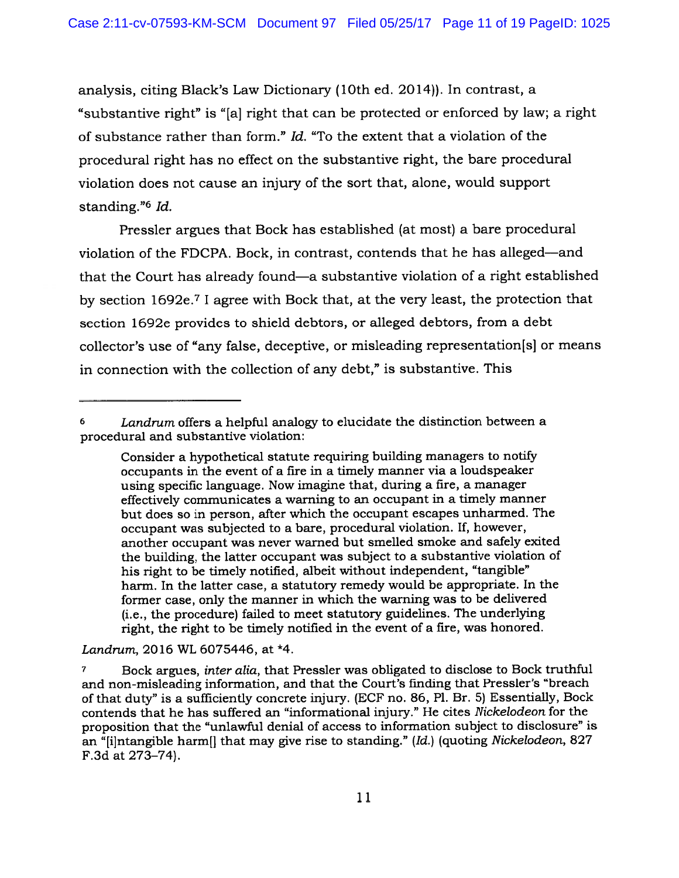analysis, citing Black's Law Dictionary (10th ed. 2014)). In contrast, a "substantive right" is "[a] right that can be protected or enforced by law; a right of substance rather than form." *Id.* "To the extent that a violation of the procedural right has no effect on the substantive right, the bare procedural violation does not cause an injury of the sort that, alone, would support standing."[6] *Id.*

Pressler argues that Bock has established (at most) a bare procedural violation of the FDCPA. Bock, in contrast, contends that he has alleged—and that the Court has already found—a substantive violation of a right established by section 1692e.[7] I agree with Bock that, at the very least, the protection that section 1692e provides to shield debtors, or alleged debtors, from a debt collector's use of "any false, deceptive, or misleading representation[s] or means in connection with the collection of any debt," is substantive. This

---

6 *Landrum* offers a helpful analogy to elucidate the distinction between a procedural and substantive violation:

> Consider a hypothetical statute requiring building managers to notify occupants in the event of a fire in a timely manner via a loudspeaker using specific language. Now imagine that, during a fire, a manager effectively communicates a warning to an occupant in a timely manner but does so in person, after which the occupant escapes unharmed. The occupant was subjected to a bare, procedural violation. If, however, another occupant was never warned but smelled smoke and safely exited the building, the latter occupant was subject to a substantive violation of his right to be timely notified, albeit without independent, "tangible" harm. In the latter case, a statutory remedy would be appropriate. In the former case, only the manner in which the warning was to be delivered (i.e., the procedure) failed to meet statutory guidelines. The underlying right, the right to be timely notified in the event of a fire, was honored.

*Landrum*, 2016 WL 6075446, at *4.

7 Bock argues, *inter alia*, that Pressler was obligated to disclose to Bock truthful and non-misleading information, and that the Court's finding that Pressler's "breach of that duty" is a sufficiently concrete injury. (ECF no. 86, Pl. Br. 5) Essentially, Bock contends that he has suffered an "informational injury." He cites *Nickelodeon* for the proposition that the "unlawful denial of access to information subject to disclosure" is an "[i]ntangible harm[] that may give rise to standing." (*Id.*) (quoting *Nickelodeon*, 827 F.3d at 273–74).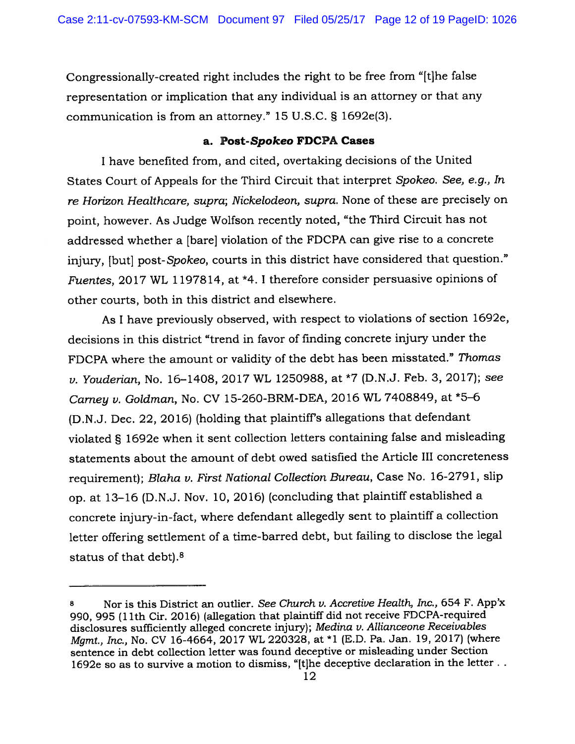Congressionally-created right includes the right to be free from "[t]he false representation or implication that any individual is an attorney or that any communication is from an attorney." 15 U.S.C. § 1692e(3).

### a. Post-*Spokeo* FDCPA Cases

I have benefited from, and cited, overtaking decisions of the United States Court of Appeals for the Third Circuit that interpret *Spokeo*. *See, e.g., In re Horizon Healthcare, supra*; *Nickelodeon, supra*. None of these are precisely on point, however. As Judge Wolfson recently noted, "the Third Circuit has not addressed whether a [bare] violation of the FDCPA can give rise to a concrete injury, [but] post-*Spokeo*, courts in this district have considered that question." *Fuentes*, 2017 WL 1197814, at *4. I therefore consider persuasive opinions of other courts, both in this district and elsewhere.

As I have previously observed, with respect to violations of section 1692e, decisions in this district "trend in favor of finding concrete injury under the FDCPA where the amount or validity of the debt has been misstated." *Thomas v. Youderian*, No. 16–1408, 2017 WL 1250988, at *7 (D.N.J. Feb. 3, 2017); *see Carney v. Goldman*, No. CV 15-260-BRM-DEA, 2016 WL 7408849, at *5–6 (D.N.J. Dec. 22, 2016) (holding that plaintiff's allegations that defendant violated § 1692e when it sent collection letters containing false and misleading statements about the amount of debt owed satisfied the Article III concreteness requirement); *Blaha v. First National Collection Bureau*, Case No. 16-2791, slip op. at 13–16 (D.N.J. Nov. 10, 2016) (concluding that plaintiff established a concrete injury-in-fact, where defendant allegedly sent to plaintiff a collection letter offering settlement of a time-barred debt, but failing to disclose the legal status of that debt).[8]

---

[8] Nor is this District an outlier. *See Church v. Accretive Health, Inc.*, 654 F. App'x 990, 995 (11th Cir. 2016) (allegation that plaintiff did not receive FDCPA-required disclosures sufficiently alleged concrete injury); *Medina v. Allianceone Receivables Mgmt., Inc.*, No. CV 16-4664, 2017 WL 220328, at *1 (E.D. Pa. Jan. 19, 2017) (where sentence in debt collection letter was found deceptive or misleading under Section 1692e so as to survive a motion to dismiss, "[t]he deceptive declaration in the letter . .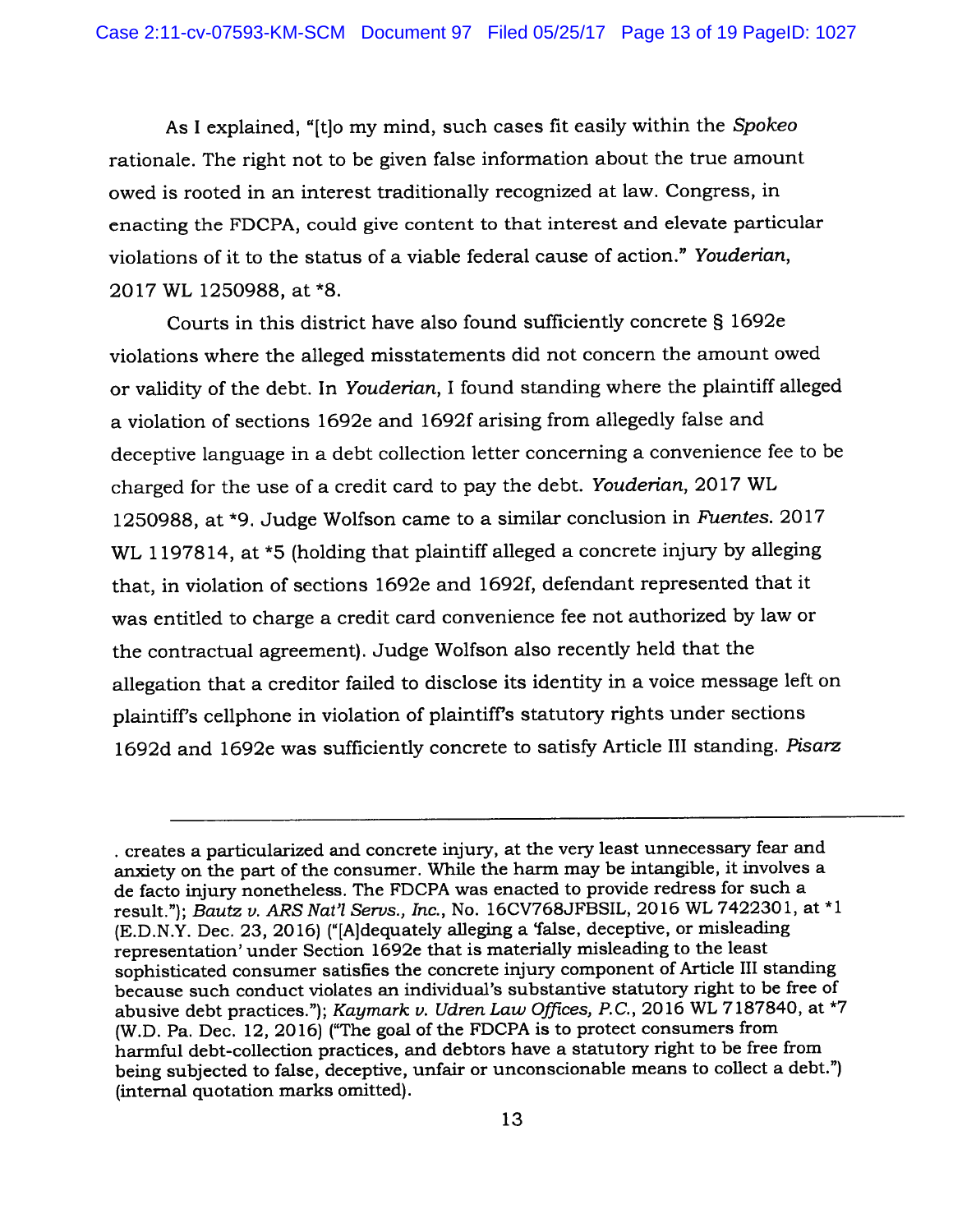As I explained, "[t]o my mind, such cases fit easily within the *Spokeo* rationale. The right not to be given false information about the true amount owed is rooted in an interest traditionally recognized at law. Congress, in enacting the FDCPA, could give content to that interest and elevate particular violations of it to the status of a viable federal cause of action." *Youderian*, 2017 WL 1250988, at *8.

Courts in this district have also found sufficiently concrete § 1692e violations where the alleged misstatements did not concern the amount owed or validity of the debt. In *Youderian*, I found standing where the plaintiff alleged a violation of sections 1692e and 1692f arising from allegedly false and deceptive language in a debt collection letter concerning a convenience fee to be charged for the use of a credit card to pay the debt. *Youderian*, 2017 WL 1250988, at *9. Judge Wolfson came to a similar conclusion in *Fuentes*. 2017 WL 1197814, at *5 (holding that plaintiff alleged a concrete injury by alleging that, in violation of sections 1692e and 1692f, defendant represented that it was entitled to charge a credit card convenience fee not authorized by law or the contractual agreement). Judge Wolfson also recently held that the allegation that a creditor failed to disclose its identity in a voice message left on plaintiff's cellphone in violation of plaintiff's statutory rights under sections 1692d and 1692e was sufficiently concrete to satisfy Article III standing. *Pisarz*

---

. creates a particularized and concrete injury, at the very least unnecessary fear and anxiety on the part of the consumer. While the harm may be intangible, it involves a de facto injury nonetheless. The FDCPA was enacted to provide redress for such a result."); *Bautz v. ARS Nat'l Servs., Inc.*, No. 16CV768JFBSIL, 2016 WL 7422301, at *1 (E.D.N.Y. Dec. 23, 2016) ("[A]dequately alleging a 'false, deceptive, or misleading representation' under Section 1692e that is materially misleading to the least sophisticated consumer satisfies the concrete injury component of Article III standing because such conduct violates an individual's substantive statutory right to be free of abusive debt practices."); *Kaymark v. Udren Law Offices, P.C.*, 2016 WL 7187840, at *7 (W.D. Pa. Dec. 12, 2016) ("The goal of the FDCPA is to protect consumers from harmful debt-collection practices, and debtors have a statutory right to be free from being subjected to false, deceptive, unfair or unconscionable means to collect a debt.") (internal quotation marks omitted).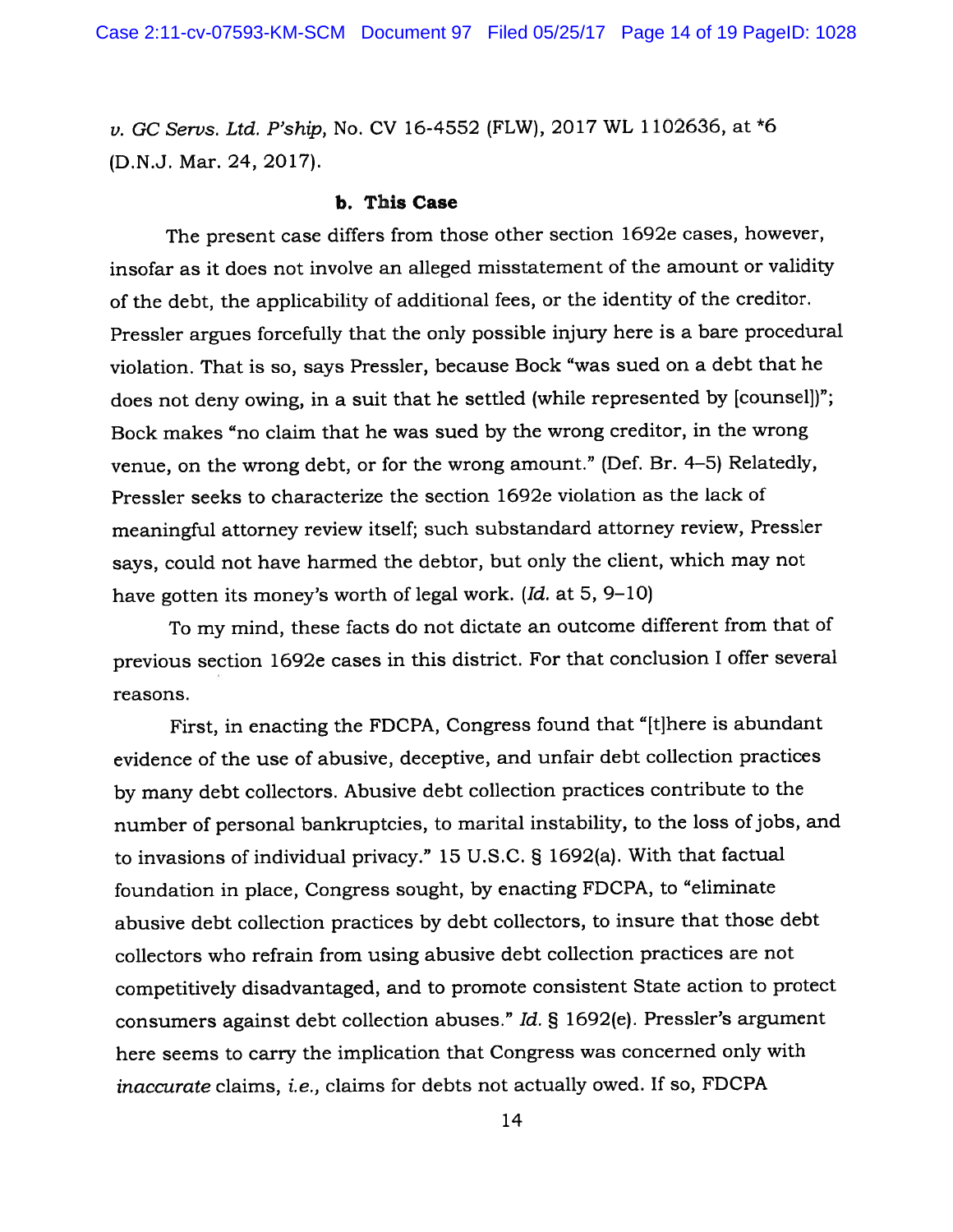*v. GC Servs. Ltd. P'ship*, No. CV 16-4552 (FLW), 2017 WL 1102636, at *6 (D.N.J. Mar. 24, 2017).

### b. This Case

The present case differs from those other section 1692e cases, however, insofar as it does not involve an alleged misstatement of the amount or validity of the debt, the applicability of additional fees, or the identity of the creditor. Pressler argues forcefully that the only possible injury here is a bare procedural violation. That is so, says Pressler, because Bock "was sued on a debt that he does not deny owing, in a suit that he settled (while represented by [counsel])"; Bock makes "no claim that he was sued by the wrong creditor, in the wrong venue, on the wrong debt, or for the wrong amount." (Def. Br. 4–5) Relatedly, Pressler seeks to characterize the section 1692e violation as the lack of meaningful attorney review itself; such substandard attorney review, Pressler says, could not have harmed the debtor, but only the client, which may not have gotten its money's worth of legal work. (*Id.* at 5, 9–10)

To my mind, these facts do not dictate an outcome different from that of previous section 1692e cases in this district. For that conclusion I offer several reasons.

First, in enacting the FDCPA, Congress found that "[t]here is abundant evidence of the use of abusive, deceptive, and unfair debt collection practices by many debt collectors. Abusive debt collection practices contribute to the number of personal bankruptcies, to marital instability, to the loss of jobs, and to invasions of individual privacy." 15 U.S.C. § 1692(a). With that factual foundation in place, Congress sought, by enacting FDCPA, to "eliminate abusive debt collection practices by debt collectors, to insure that those debt collectors who refrain from using abusive debt collection practices are not competitively disadvantaged, and to promote consistent State action to protect consumers against debt collection abuses." *Id.* § 1692(e). Pressler's argument here seems to carry the implication that Congress was concerned only with *inaccurate* claims, *i.e.*, claims for debts not actually owed. If so, FDCPA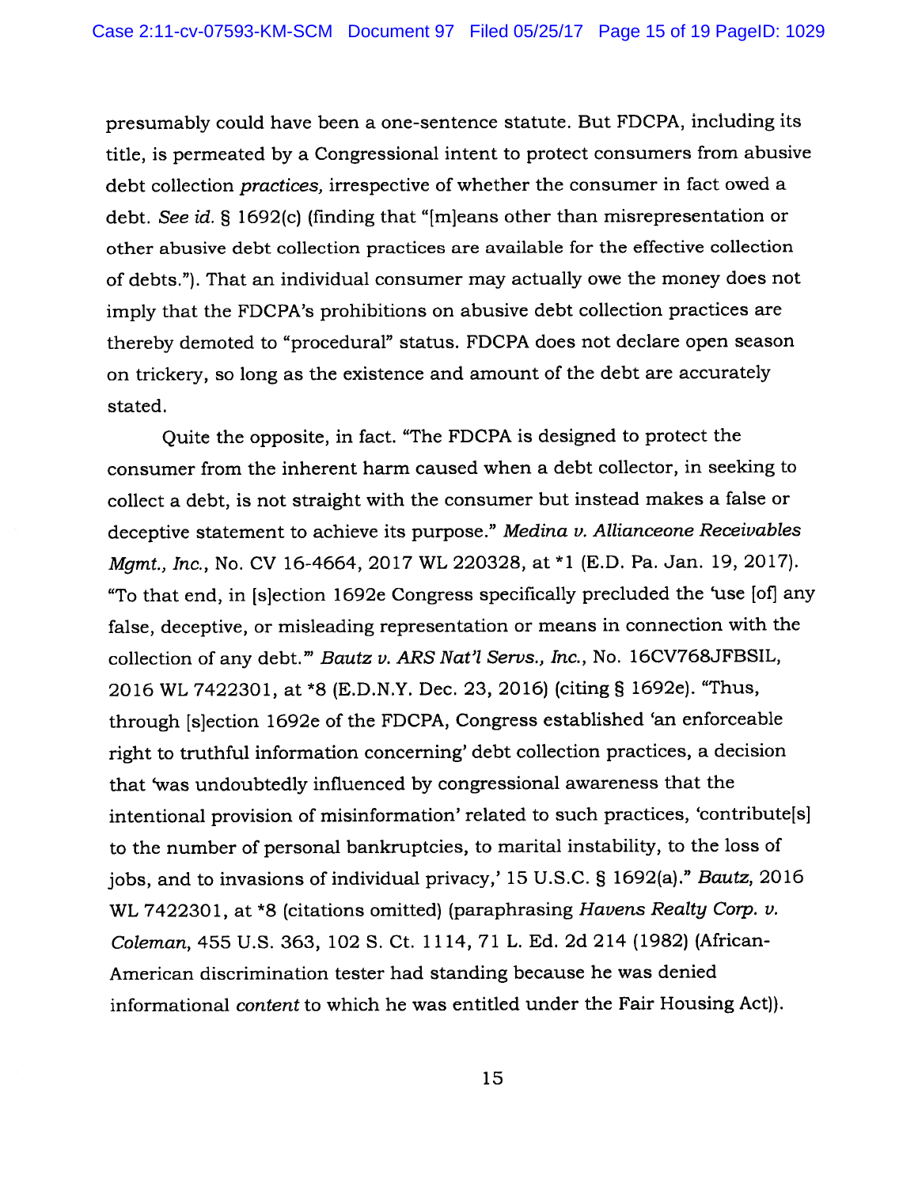presumably could have been a one-sentence statute. But FDCPA, including its title, is permeated by a Congressional intent to protect consumers from abusive debt collection *practices,* irrespective of whether the consumer in fact owed a debt. *See id.* § 1692(c) (finding that "[m]eans other than misrepresentation or other abusive debt collection practices are available for the effective collection of debts."). That an individual consumer may actually owe the money does not imply that the FDCPA's prohibitions on abusive debt collection practices are thereby demoted to "procedural" status. FDCPA does not declare open season on trickery, so long as the existence and amount of the debt are accurately stated.

Quite the opposite, in fact. "The FDCPA is designed to protect the consumer from the inherent harm caused when a debt collector, in seeking to collect a debt, is not straight with the consumer but instead makes a false or deceptive statement to achieve its purpose." *Medina v. Allianceone Receivables Mgmt., Inc.*, No. CV 16-4664, 2017 WL 220328, at *1 (E.D. Pa. Jan. 19, 2017). "To that end, in [s]ection 1692e Congress specifically precluded the 'use [of] any false, deceptive, or misleading representation or means in connection with the collection of any debt.'" *Bautz v. ARS Nat'l Servs., Inc.*, No. 16CV768JFBSIL, 2016 WL 7422301, at *8 (E.D.N.Y. Dec. 23, 2016) (citing § 1692e). "Thus, through [s]ection 1692e of the FDCPA, Congress established 'an enforceable right to truthful information concerning' debt collection practices, a decision that 'was undoubtedly influenced by congressional awareness that the intentional provision of misinformation' related to such practices, 'contribute[s] to the number of personal bankruptcies, to marital instability, to the loss of jobs, and to invasions of individual privacy,' 15 U.S.C. § 1692(a)." *Bautz*, 2016 WL 7422301, at *8 (citations omitted) (paraphrasing *Havens Realty Corp. v. Coleman*, 455 U.S. 363, 102 S. Ct. 1114, 71 L. Ed. 2d 214 (1982) (African-American discrimination tester had standing because he was denied informational *content* to which he was entitled under the Fair Housing Act)).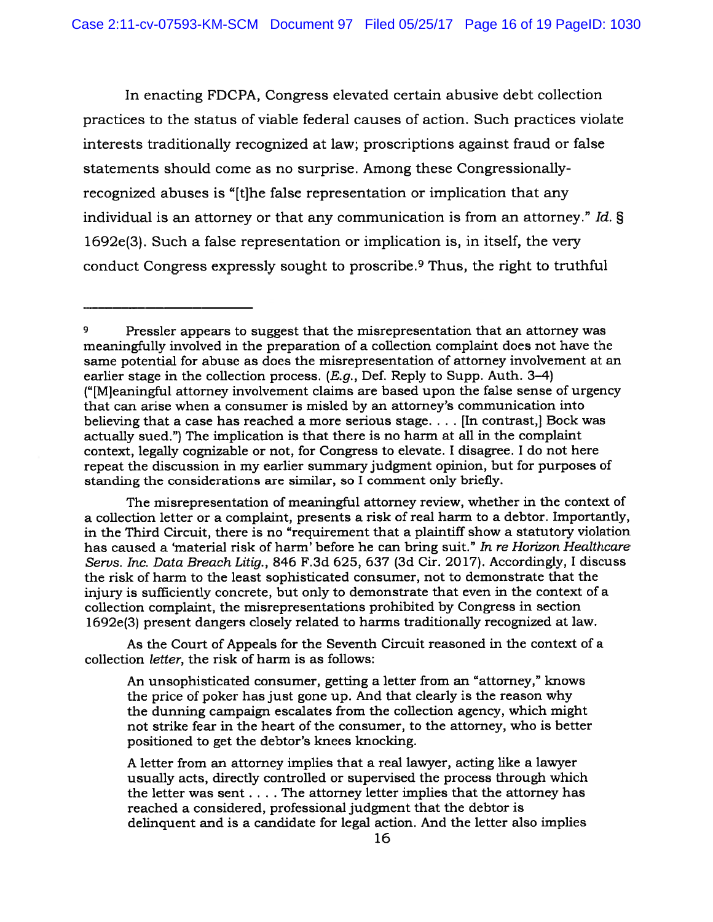In enacting FDCPA, Congress elevated certain abusive debt collection practices to the status of viable federal causes of action. Such practices violate interests traditionally recognized at law; proscriptions against fraud or false statements should come as no surprise. Among these Congressionally-recognized abuses is "[t]he false representation or implication that any individual is an attorney or that any communication is from an attorney." *Id.* § 1692e(3). Such a false representation or implication is, in itself, the very conduct Congress expressly sought to proscribe.[9] Thus, the right to truthful

---

[9] Pressler appears to suggest that the misrepresentation that an attorney was meaningfully involved in the preparation of a collection complaint does not have the same potential for abuse as does the misrepresentation of attorney involvement at an earlier stage in the collection process. (*E.g.*, Def. Reply to Supp. Auth. 3–4) ("[M]eaningful attorney involvement claims are based upon the false sense of urgency that can arise when a consumer is misled by an attorney's communication into believing that a case has reached a more serious stage. . . . [In contrast,] Bock was actually sued.") The implication is that there is no harm at all in the complaint context, legally cognizable or not, for Congress to elevate. I disagree. I do not here repeat the discussion in my earlier summary judgment opinion, but for purposes of standing the considerations are similar, so I comment only briefly.

The misrepresentation of meaningful attorney review, whether in the context of a collection letter or a complaint, presents a risk of real harm to a debtor. Importantly, in the Third Circuit, there is no "requirement that a plaintiff show a statutory violation has caused a 'material risk of harm' before he can bring suit." *In re Horizon Healthcare Servs. Inc. Data Breach Litig.*, 846 F.3d 625, 637 (3d Cir. 2017). Accordingly, I discuss the risk of harm to the least sophisticated consumer, not to demonstrate that the injury is sufficiently concrete, but only to demonstrate that even in the context of a collection complaint, the misrepresentations prohibited by Congress in section 1692e(3) present dangers closely related to harms traditionally recognized at law.

As the Court of Appeals for the Seventh Circuit reasoned in the context of a collection *letter*, the risk of harm is as follows:

> An unsophisticated consumer, getting a letter from an "attorney," knows the price of poker has just gone up. And that clearly is the reason why the dunning campaign escalates from the collection agency, which might not strike fear in the heart of the consumer, to the attorney, who is better positioned to get the debtor's knees knocking.
>
> A letter from an attorney implies that a real lawyer, acting like a lawyer usually acts, directly controlled or supervised the process through which the letter was sent . . . . The attorney letter implies that the attorney has reached a considered, professional judgment that the debtor is delinquent and is a candidate for legal action. And the letter also implies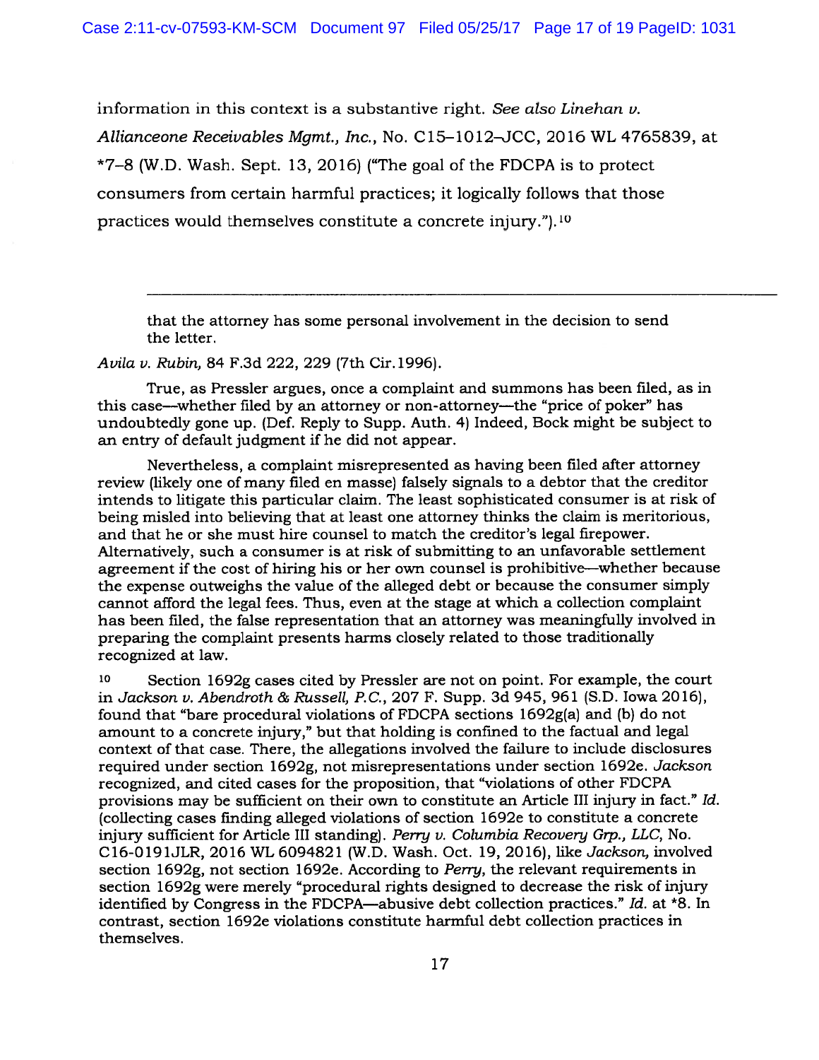information in this context is a substantive right. *See also Linehan v. Allianceone Receivables Mgmt., Inc.*, No. C15–1012–JCC, 2016 WL 4765839, at *7–8 (W.D. Wash. Sept. 13, 2016) ("The goal of the FDCPA is to protect consumers from certain harmful practices; it logically follows that those practices would themselves constitute a concrete injury.").[10]

---

> that the attorney has some personal involvement in the decision to send the letter.

*Avila v. Rubin*, 84 F.3d 222, 229 (7th Cir.1996).

True, as Pressler argues, once a complaint and summons has been filed, as in this case—whether filed by an attorney or non-attorney—the "price of poker" has undoubtedly gone up. (Def. Reply to Supp. Auth. 4) Indeed, Bock might be subject to an entry of default judgment if he did not appear.

Nevertheless, a complaint misrepresented as having been filed after attorney review (likely one of many filed en masse) falsely signals to a debtor that the creditor intends to litigate this particular claim. The least sophisticated consumer is at risk of being misled into believing that at least one attorney thinks the claim is meritorious, and that he or she must hire counsel to match the creditor's legal firepower. Alternatively, such a consumer is at risk of submitting to an unfavorable settlement agreement if the cost of hiring his or her own counsel is prohibitive—whether because the expense outweighs the value of the alleged debt or because the consumer simply cannot afford the legal fees. Thus, even at the stage at which a collection complaint has been filed, the false representation that an attorney was meaningfully involved in preparing the complaint presents harms closely related to those traditionally recognized at law.

[10] Section 1692g cases cited by Pressler are not on point. For example, the court in *Jackson v. Abendroth & Russell, P.C.*, 207 F. Supp. 3d 945, 961 (S.D. Iowa 2016), found that "bare procedural violations of FDCPA sections 1692g(a) and (b) do not amount to a concrete injury," but that holding is confined to the factual and legal context of that case. There, the allegations involved the failure to include disclosures required under section 1692g, not misrepresentations under section 1692e. *Jackson* recognized, and cited cases for the proposition, that "violations of other FDCPA provisions may be sufficient on their own to constitute an Article III injury in fact." *Id.* (collecting cases finding alleged violations of section 1692e to constitute a concrete injury sufficient for Article III standing). *Perry v. Columbia Recovery Grp., LLC*, No. C16-0191JLR, 2016 WL 6094821 (W.D. Wash. Oct. 19, 2016), like *Jackson*, involved section 1692g, not section 1692e. According to *Perry*, the relevant requirements in section 1692g were merely "procedural rights designed to decrease the risk of injury identified by Congress in the FDCPA—abusive debt collection practices." *Id.* at *8. In contrast, section 1692e violations constitute harmful debt collection practices in themselves.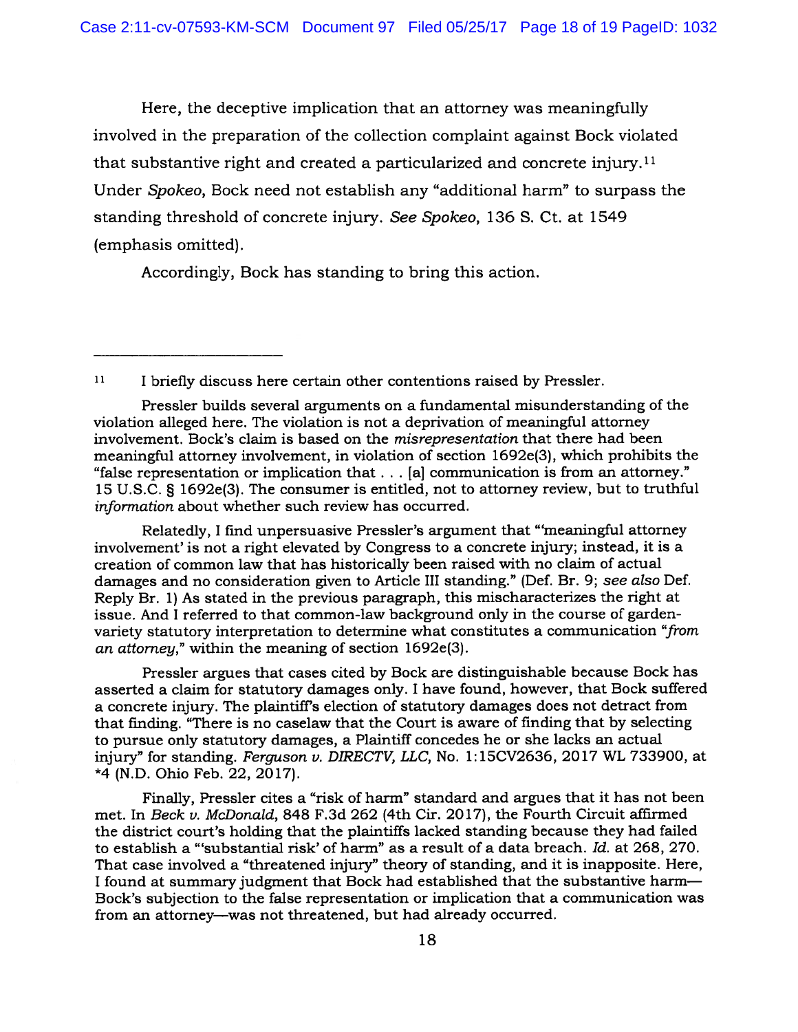Here, the deceptive implication that an attorney was meaningfully involved in the preparation of the collection complaint against Bock violated that substantive right and created a particularized and concrete injury.[11] Under *Spokeo*, Bock need not establish any "additional harm" to surpass the standing threshold of concrete injury. *See Spokeo*, 136 S. Ct. at 1549 (emphasis omitted).

Accordingly, Bock has standing to bring this action.

---

[11] I briefly discuss here certain other contentions raised by Pressler.

Pressler builds several arguments on a fundamental misunderstanding of the violation alleged here. The violation is not a deprivation of meaningful attorney involvement. Bock's claim is based on the *misrepresentation* that there had been meaningful attorney involvement, in violation of section 1692e(3), which prohibits the "false representation or implication that . . . [a] communication is from an attorney." 15 U.S.C. § 1692e(3). The consumer is entitled, not to attorney review, but to truthful *information* about whether such review has occurred.

Relatedly, I find unpersuasive Pressler's argument that "'meaningful attorney involvement' is not a right elevated by Congress to a concrete injury; instead, it is a creation of common law that has historically been raised with no claim of actual damages and no consideration given to Article III standing." (Def. Br. 9; *see also* Def. Reply Br. 1) As stated in the previous paragraph, this mischaracterizes the right at issue. And I referred to that common-law background only in the course of garden-variety statutory interpretation to determine what constitutes a communication "*from an attorney*," within the meaning of section 1692e(3).

Pressler argues that cases cited by Bock are distinguishable because Bock has asserted a claim for statutory damages only. I have found, however, that Bock suffered a concrete injury. The plaintiff's election of statutory damages does not detract from that finding. "There is no caselaw that the Court is aware of finding that by selecting to pursue only statutory damages, a Plaintiff concedes he or she lacks an actual injury" for standing. *Ferguson v. DIRECTV, LLC*, No. 1:15CV2636, 2017 WL 733900, at *4 (N.D. Ohio Feb. 22, 2017).

Finally, Pressler cites a "risk of harm" standard and argues that it has not been met. In *Beck v. McDonald*, 848 F.3d 262 (4th Cir. 2017), the Fourth Circuit affirmed the district court's holding that the plaintiffs lacked standing because they had failed to establish a "'substantial risk' of harm" as a result of a data breach. *Id.* at 268, 270. That case involved a "threatened injury" theory of standing, and it is inapposite. Here, I found at summary judgment that Bock had established that the substantive harm—Bock's subjection to the false representation or implication that a communication was from an attorney—was not threatened, but had already occurred.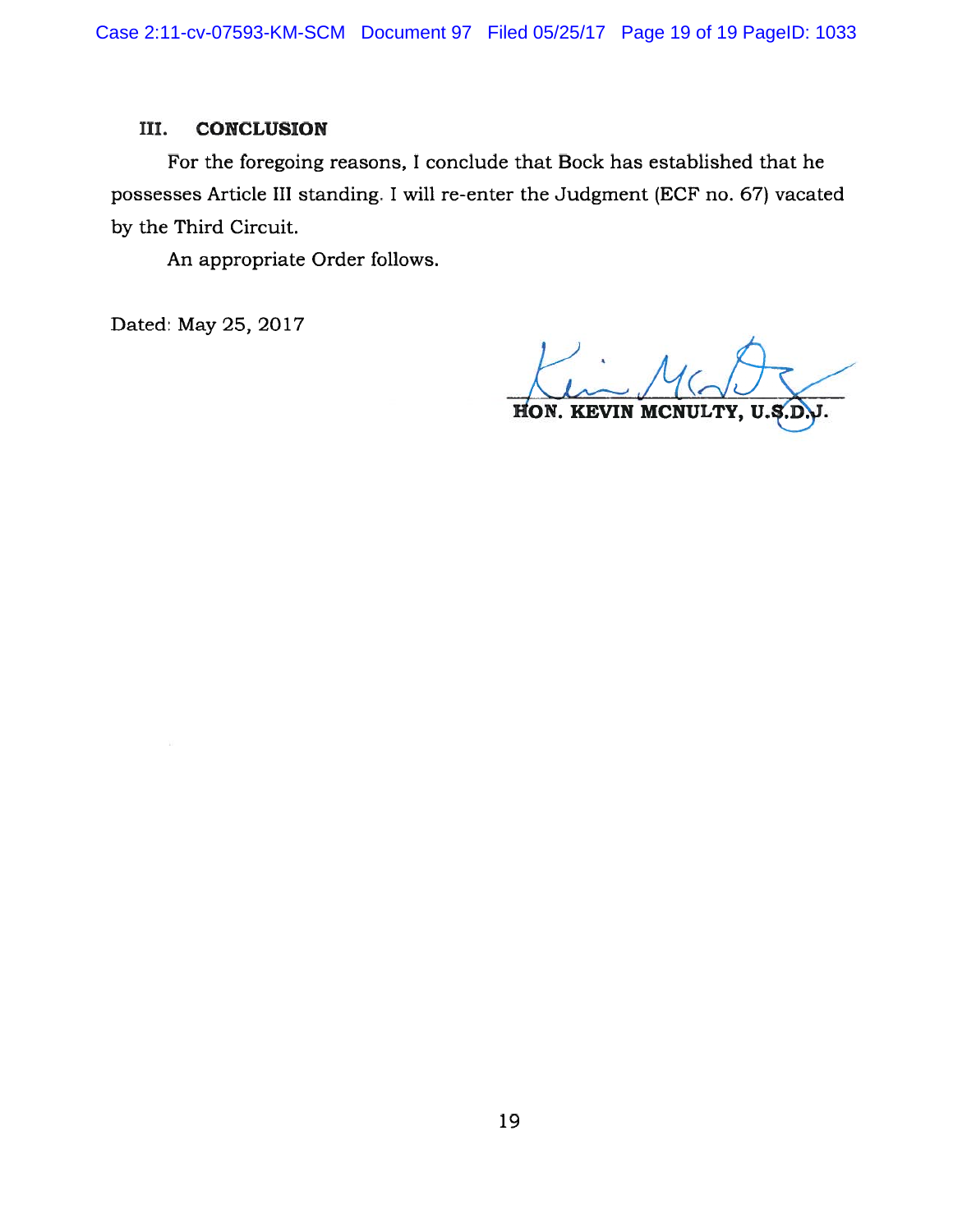## III. CONCLUSION

For the foregoing reasons, I conclude that Bock has established that he possesses Article III standing. I will re-enter the Judgment (ECF no. 67) vacated by the Third Circuit.

An appropriate Order follows.

Dated: May 25, 2017

HON. KEVIN MCNULTY, U.S.D.J.